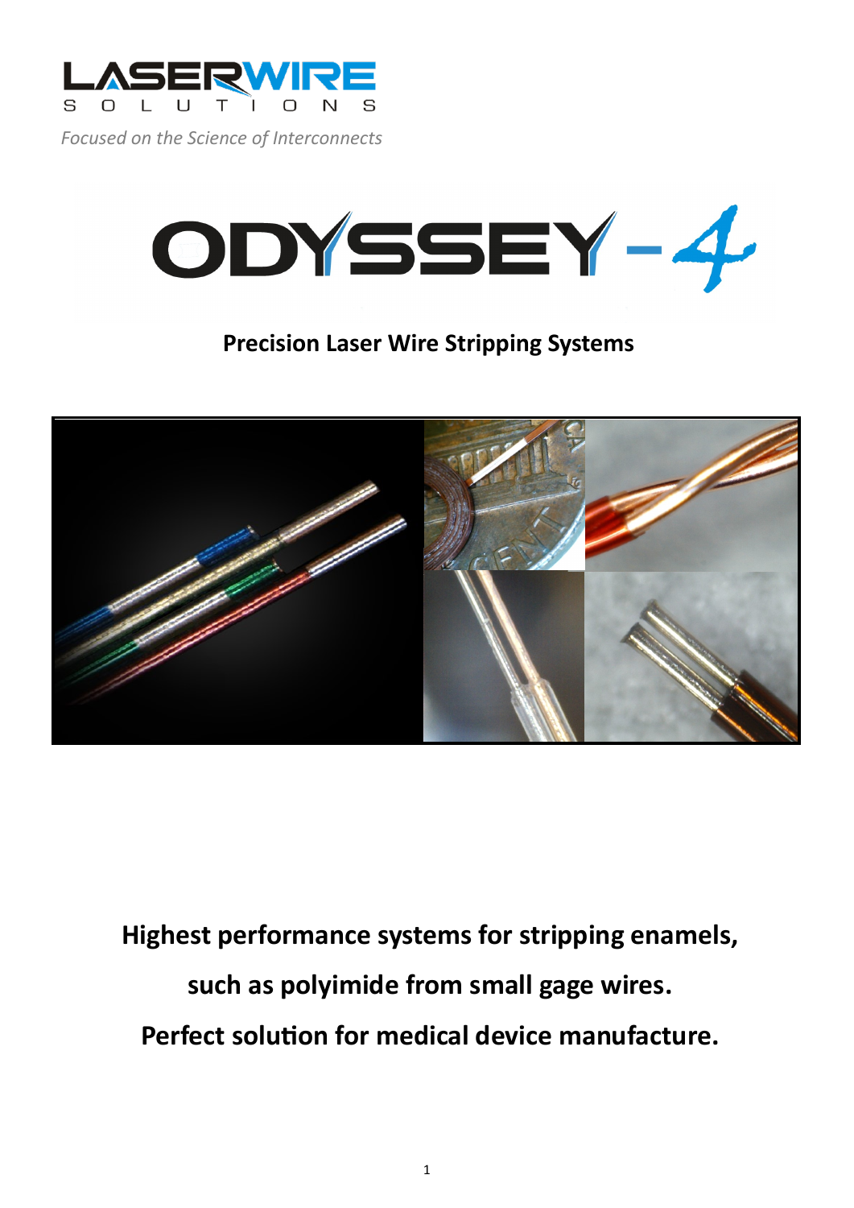LASERWIRE SOLUTIONS

*Focused on the Science of Interconnects*

# ODYSSEY-4

## Precision Laser Wire Stripping Systems

**Highest performance systems for stripping enamels, such as polyimide from small gage wires. Perfect solution for medical device manufacture.**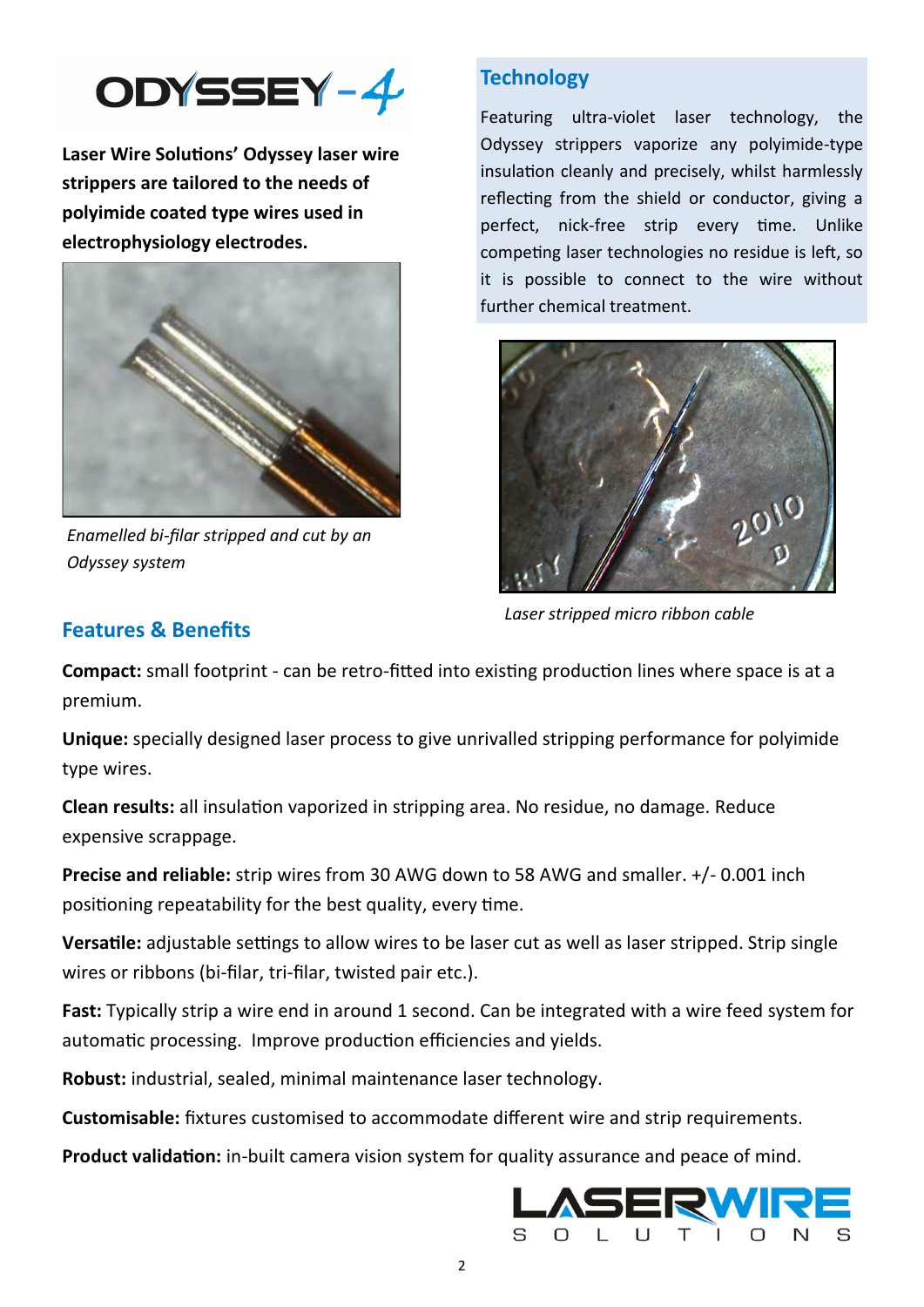# ODYSSEY-4

**Laser Wire Solutions' Odyssey laser wire strippers are tailored to the needs of polyimide coated type wires used in electrophysiology electrodes.**

*Enamelled bi-filar stripped and cut by an Odyssey system*

## Technology

Featuring ultra-violet laser technology, the Odyssey strippers vaporize any polyimide-type insulation cleanly and precisely, whilst harmlessly reflecting from the shield or conductor, giving a perfect, nick-free strip every time. Unlike competing laser technologies no residue is left, so it is possible to connect to the wire without further chemical treatment.

*Laser stripped micro ribbon cable*

## Features & Benefits

**Compact:** small footprint - can be retro-fitted into existing production lines where space is at a premium.

**Unique:** specially designed laser process to give unrivalled stripping performance for polyimide type wires.

**Clean results:** all insulation vaporized in stripping area. No residue, no damage. Reduce expensive scrappage.

**Precise and reliable:** strip wires from 30 AWG down to 58 AWG and smaller. +/- 0.001 inch positioning repeatability for the best quality, every time.

**Versatile:** adjustable settings to allow wires to be laser cut as well as laser stripped. Strip single wires or ribbons (bi-filar, tri-filar, twisted pair etc.).

**Fast:** Typically strip a wire end in around 1 second. Can be integrated with a wire feed system for automatic processing. Improve production efficiencies and yields.

**Robust:** industrial, sealed, minimal maintenance laser technology.

**Customisable:** fixtures customised to accommodate different wire and strip requirements.

**Product validation:** in-built camera vision system for quality assurance and peace of mind.

LASERWIRE SOLUTIONS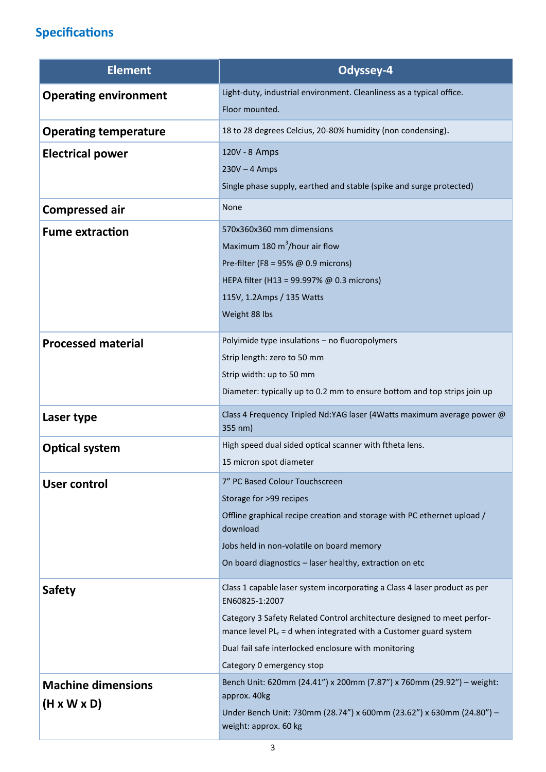## Specifications

| Element | Odyssey-4 |
|---|---|
| **Operating environment** | Light-duty, industrial environment. Cleanliness as a typical office.<br>Floor mounted. |
| **Operating temperature** | 18 to 28 degrees Celcius, 20-80% humidity (non condensing). |
| **Electrical power** | 120V - 8 Amps<br>230V – 4 Amps<br>Single phase supply, earthed and stable (spike and surge protected) |
| **Compressed air** | None |
| **Fume extraction** | 570x360x360 mm dimensions<br>Maximum 180 $m^3$/hour air flow<br>Pre-filter (F8 = 95% @ 0.9 microns)<br>HEPA filter (H13 = 99.997% @ 0.3 microns)<br>115V, 1.2Amps / 135 Watts<br>Weight 88 lbs |
| **Processed material** | Polyimide type insulations – no fluoropolymers<br>Strip length: zero to 50 mm<br>Strip width: up to 50 mm<br>Diameter: typically up to 0.2 mm to ensure bottom and top strips join up |
| **Laser type** | Class 4 Frequency Tripled Nd:YAG laser (4Watts maximum average power @ 355 nm) |
| **Optical system** | High speed dual sided optical scanner with ftheta lens.<br>15 micron spot diameter |
| **User control** | 7" PC Based Colour Touchscreen<br>Storage for >99 recipes<br>Offline graphical recipe creation and storage with PC ethernet upload / download<br>Jobs held in non-volatile on board memory<br>On board diagnostics – laser healthy, extraction on etc |
| **Safety** | Class 1 capable laser system incorporating a Class 4 laser product as per EN60825-1:2007<br>Category 3 Safety Related Control architecture designed to meet performance level $PL_r$ = d when integrated with a Customer guard system<br>Dual fail safe interlocked enclosure with monitoring<br>Category 0 emergency stop |
| **Machine dimensions (H x W x D)** | Bench Unit: 620mm (24.41") x 200mm (7.87") x 760mm (29.92") – weight: approx. 40kg<br>Under Bench Unit: 730mm (28.74") x 600mm (23.62") x 630mm (24.80") – weight: approx. 60 kg |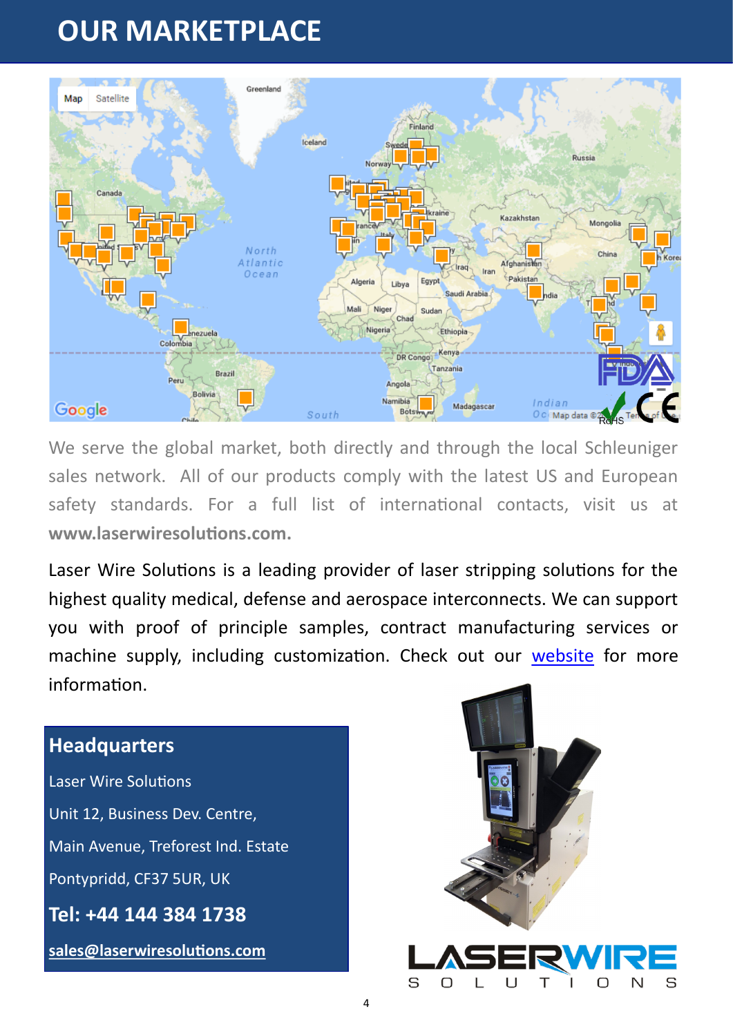# OUR MARKETPLACE

We serve the global market, both directly and through the local Schleuniger sales network. All of our products comply with the latest US and European safety standards. For a full list of international contacts, visit us at **www.laserwiresolutions.com.**

Laser Wire Solutions is a leading provider of laser stripping solutions for the highest quality medical, defense and aerospace interconnects. We can support you with proof of principle samples, contract manufacturing services or machine supply, including customization. Check out our website for more information.

## Headquarters

Laser Wire Solutions

Unit 12, Business Dev. Centre,

Main Avenue, Treforest Ind. Estate

Pontypridd, CF37 5UR, UK

**Tel: +44 144 384 1738**

**sales@laserwiresolutions.com**